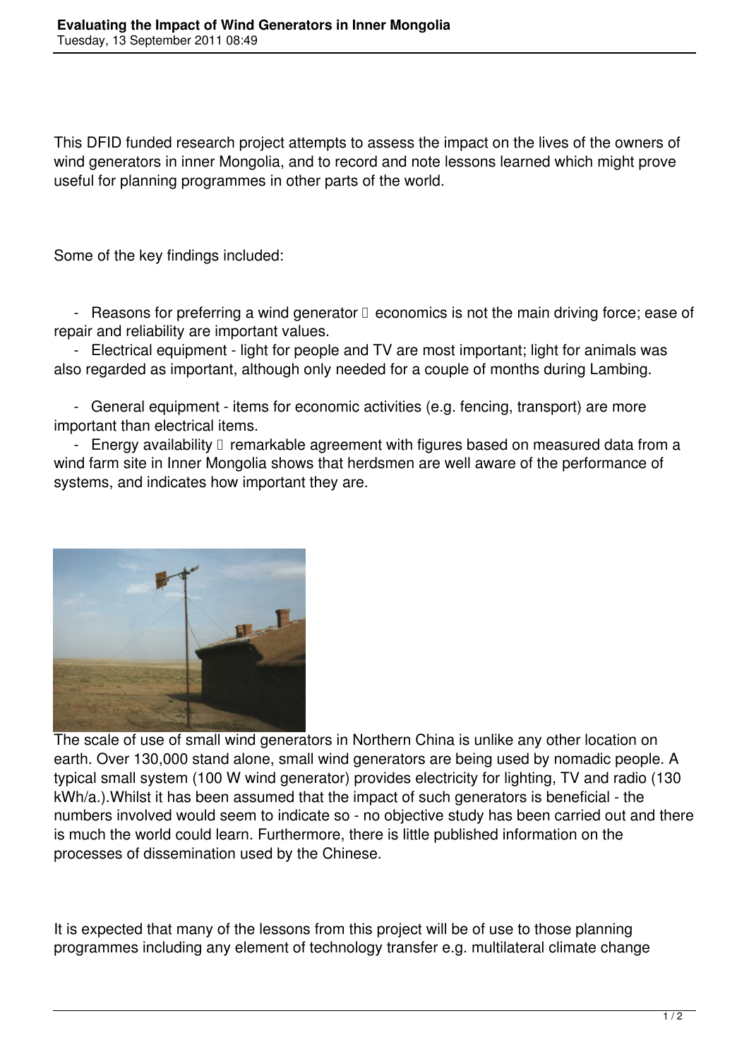This DFID funded research project attempts to assess the impact on the lives of the owners of wind generators in inner Mongolia, and to record and note lessons learned which might prove useful for planning programmes in other parts of the world.

Some of the key findings included:

- Reasons for preferring a wind generator  economics is not the main driving force; ease of repair and reliability are important values.
- Electrical equipment - light for people and TV are most important; light for animals was also regarded as important, although only needed for a couple of months during Lambing.
- General equipment - items for economic activities (e.g. fencing, transport) are more important than electrical items.
- Energy availability  remarkable agreement with figures based on measured data from a wind farm site in Inner Mongolia shows that herdsmen are well aware of the performance of systems, and indicates how important they are.

The scale of use of small wind generators in Northern China is unlike any other location on earth. Over 130,000 stand alone, small wind generators are being used by nomadic people. A typical small system (100 W wind generator) provides electricity for lighting, TV and radio (130 kWh/a.).Whilst it has been assumed that the impact of such generators is beneficial - the numbers involved would seem to indicate so - no objective study has been carried out and there is much the world could learn. Furthermore, there is little published information on the processes of dissemination used by the Chinese.

It is expected that many of the lessons from this project will be of use to those planning programmes including any element of technology transfer e.g. multilateral climate change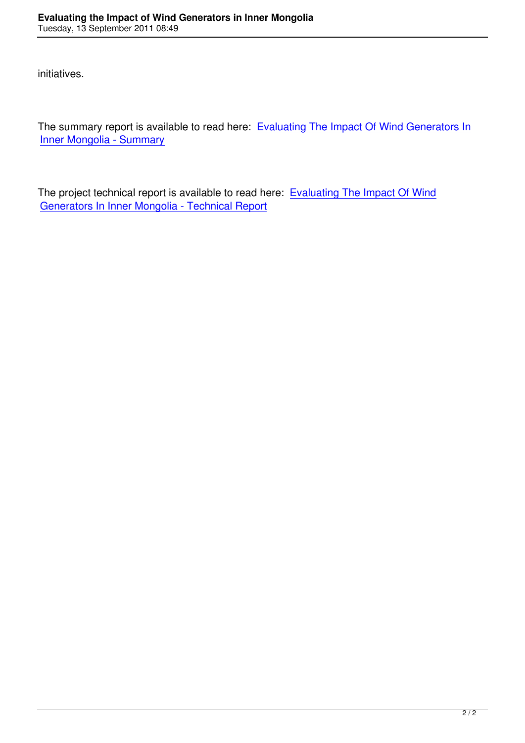initiatives.

The summary report is available to read here: Evaluating The Impact Of Wind Generators In Inner Mongolia - Summary

The project technical report is available to read here: Evaluating The Impact Of Wind Generators In Inner Mongolia - Technical Report